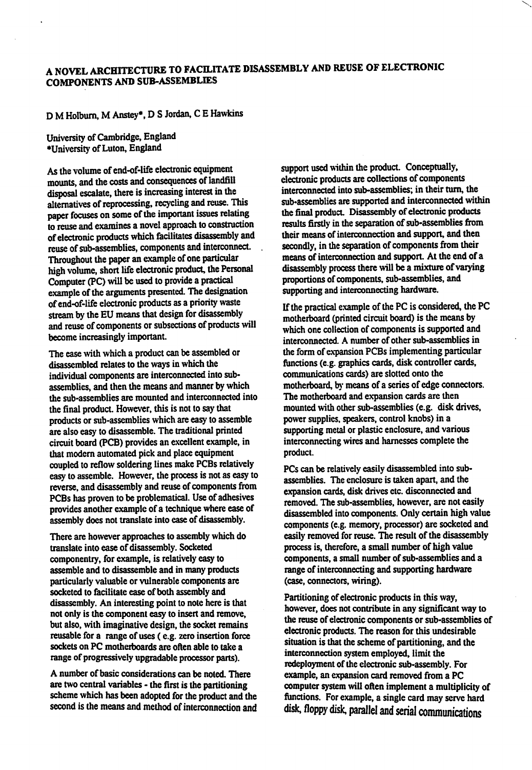# A NOVEL ARCHITECTURE TO FACILITATE DISASSEMBLY AND REUSE OF ELECTRONIC COMPONENTS AND SUB-ASSEMBLIES

D M Holburn, M Anstey*, D S Jordan, C E Hawkins

University of Cambridge, England
*University of Luton, England

As the volume of end-of-life electronic equipment mounts, and the costs and consequences of landfill disposal escalate, there is increasing interest in the alternatives of reprocessing, recycling and reuse. This paper focuses on some of the important issues relating to reuse and examines a novel approach to construction of electronic products which facilitates disassembly and reuse of sub-assemblies, components and interconnect. Throughout the paper an example of one particular high volume, short life electronic product, the Personal Computer (PC) will be used to provide a practical example of the arguments presented. The designation of end-of-life electronic products as a priority waste stream by the EU means that design for disassembly and reuse of components or subsections of products will become increasingly important.

The ease with which a product can be assembled or disassembled relates to the ways in which the individual components are interconnected into sub-assemblies, and then the means and manner by which the sub-assemblies are mounted and interconnected into the final product. However, this is not to say that products or sub-assemblies which are easy to assemble are also easy to disassemble. The traditional printed circuit board (PCB) provides an excellent example, in that modern automated pick and place equipment coupled to reflow soldering lines make PCBs relatively easy to assemble. However, the process is not as easy to reverse, and disassembly and reuse of components from PCBs has proven to be problematical. Use of adhesives provides another example of a technique where ease of assembly does not translate into ease of disassembly.

There are however approaches to assembly which do translate into ease of disassembly. Socketed componentry, for example, is relatively easy to assemble and to disassemble and in many products particularly valuable or vulnerable components are socketed to facilitate ease of both assembly and disassembly. An interesting point to note here is that not only is the component easy to insert and remove, but also, with imaginative design, the socket remains reusable for a range of uses ( e.g. zero insertion force sockets on PC motherboards are often able to take a range of progressively upgradable processor parts).

A number of basic considerations can be noted. There are two central variables - the first is the partitioning scheme which has been adopted for the product and the second is the means and method of interconnection and support used within the product. Conceptually, electronic products are collections of components interconnected into sub-assemblies; in their turn, the sub-assemblies are supported and interconnected within the final product. Disassembly of electronic products results firstly in the separation of sub-assemblies from their means of interconnection and support, and then secondly, in the separation of components from their means of interconnection and support. At the end of a disassembly process there will be a mixture of varying proportions of components, sub-assemblies, and supporting and interconnecting hardware.

If the practical example of the PC is considered, the PC motherboard (printed circuit board) is the means by which one collection of components is supported and interconnected. A number of other sub-assemblies in the form of expansion PCBs implementing particular functions (e.g. graphics cards, disk controller cards, communications cards) are slotted onto the motherboard, by means of a series of edge connectors. The motherboard and expansion cards are then mounted with other sub-assemblies (e.g. disk drives, power supplies, speakers, control knobs) in a supporting metal or plastic enclosure, and various interconnecting wires and harnesses complete the product.

PCs can be relatively easily disassembled into sub-assemblies. The enclosure is taken apart, and the expansion cards, disk drives etc. disconnected and removed. The sub-assemblies, however, are not easily disassembled into components. Only certain high value components (e.g. memory, processor) are socketed and easily removed for reuse. The result of the disassembly process is, therefore, a small number of high value components, a small number of sub-assemblies and a range of interconnecting and supporting hardware (case, connectors, wiring).

Partitioning of electronic products in this way, however, does not contribute in any significant way to the reuse of electronic components or sub-assemblies of electronic products. The reason for this undesirable situation is that the scheme of partitioning, and the interconnection system employed, limit the redeployment of the electronic sub-assembly. For example, an expansion card removed from a PC computer system will often implement a multiplicity of functions. For example, a single card may serve hard disk, floppy disk, parallel and serial communications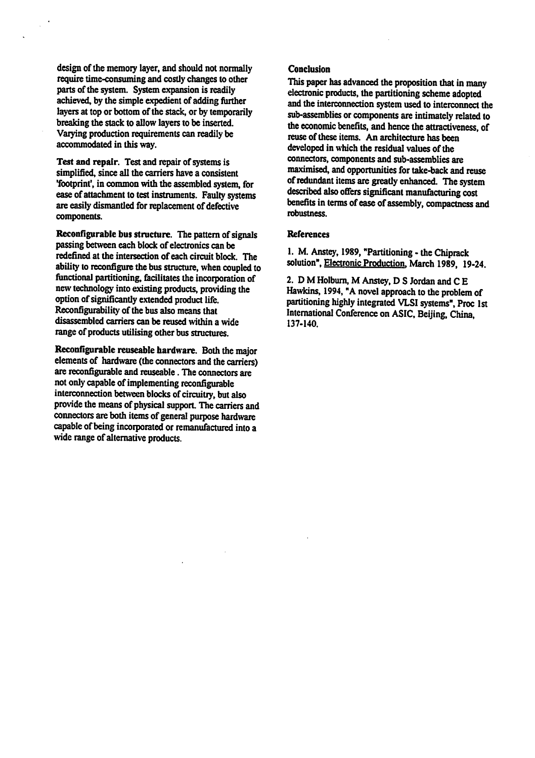design of the memory layer, and should not normally require time-consuming and costly changes to other parts of the system. System expansion is readily achieved, by the simple expedient of adding further layers at top or bottom of the stack, or by temporarily breaking the stack to allow layers to be inserted. Varying production requirements can readily be accommodated in this way.

**Test and repair.** Test and repair of systems is simplified, since all the carriers have a consistent 'footprint', in common with the assembled system, for ease of attachment to test instruments. Faulty systems are easily dismantled for replacement of defective components.

**Reconfigurable bus structure.** The pattern of signals passing between each block of electronics can be redefined at the intersection of each circuit block. The ability to reconfigure the bus structure, when coupled to functional partitioning, facilitates the incorporation of new technology into existing products, providing the option of significantly extended product life. Reconfigurability of the bus also means that disassembled carriers can be reused within a wide range of products utilising other bus structures.

**Reconfigurable reuseable hardware.** Both the major elements of hardware (the connectors and the carriers) are reconfigurable and reuseable . The connectors are not only capable of implementing reconfigurable interconnection between blocks of circuitry, but also provide the means of physical support. The carriers and connectors are both items of general purpose hardware capable of being incorporated or remanufactured into a wide range of alternative products.

## Conclusion

This paper has advanced the proposition that in many electronic products, the partitioning scheme adopted and the interconnection system used to interconnect the sub-assemblies or components are intimately related to the economic benefits, and hence the attractiveness, of reuse of these items. An architecture has been developed in which the residual values of the connectors, components and sub-assemblies are maximised, and opportunities for take-back and reuse of redundant items are greatly enhanced. The system described also offers significant manufacturing cost benefits in terms of ease of assembly, compactness and robustness.

## References

1. M. Anstey, 1989, "Partitioning - the Chiprack solution", Electronic Production, March 1989, 19-24.

2. D M Holburn, M Anstey, D S Jordan and C E Hawkins, 1994, "A novel approach to the problem of partitioning highly integrated VLSI systems", Proc 1st International Conference on ASIC, Beijing, China, 137-140.